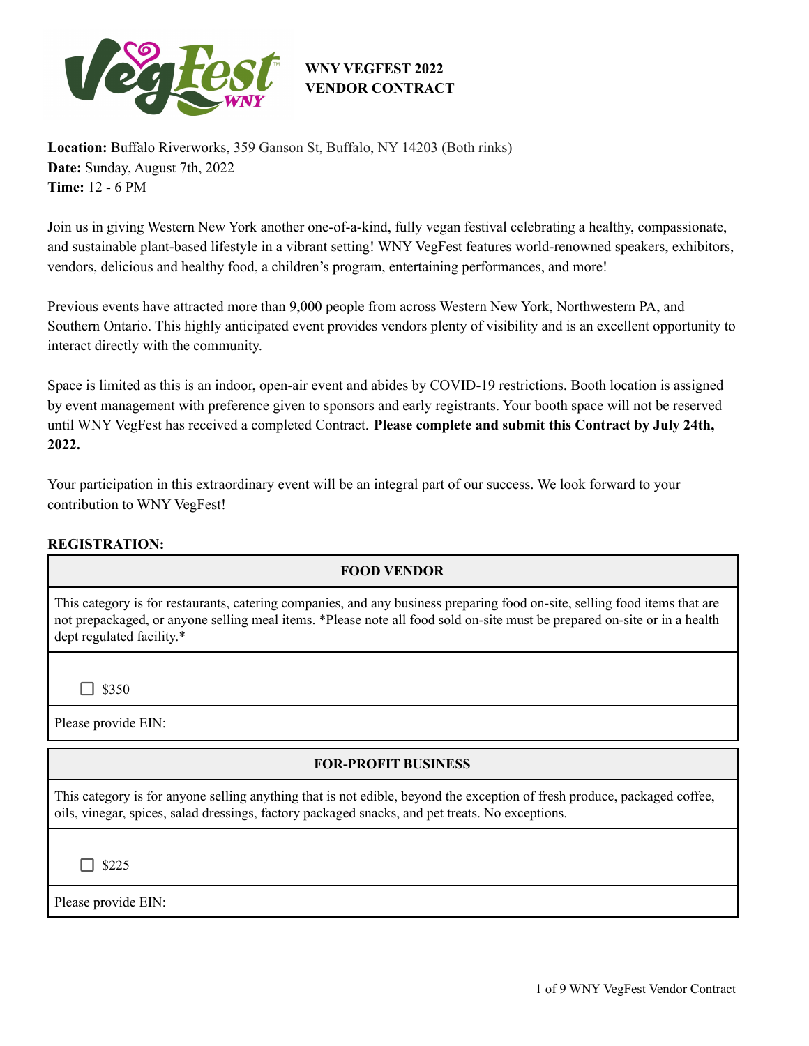# WNY VEGFEST 2022
# VENDOR CONTRACT

**Location:** Buffalo Riverworks, 359 Ganson St, Buffalo, NY 14203 (Both rinks)
**Date:** Sunday, August 7th, 2022
**Time:** 12 - 6 PM

Join us in giving Western New York another one-of-a-kind, fully vegan festival celebrating a healthy, compassionate, and sustainable plant-based lifestyle in a vibrant setting! WNY VegFest features world-renowned speakers, exhibitors, vendors, delicious and healthy food, a children's program, entertaining performances, and more!

Previous events have attracted more than 9,000 people from across Western New York, Northwestern PA, and Southern Ontario. This highly anticipated event provides vendors plenty of visibility and is an excellent opportunity to interact directly with the community.

Space is limited as this is an indoor, open-air event and abides by COVID-19 restrictions. Booth location is assigned by event management with preference given to sponsors and early registrants. Your booth space will not be reserved until WNY VegFest has received a completed Contract. **Please complete and submit this Contract by July 24th, 2022.**

Your participation in this extraordinary event will be an integral part of our success. We look forward to your contribution to WNY VegFest!

**REGISTRATION:**

| FOOD VENDOR |
|---|
| This category is for restaurants, catering companies, and any business preparing food on-site, selling food items that are not prepackaged, or anyone selling meal items. *Please note all food sold on-site must be prepared on-site or in a health dept regulated facility.* |
| ☐ $350 |
| Please provide EIN: |

| FOR-PROFIT BUSINESS |
|---|
| This category is for anyone selling anything that is not edible, beyond the exception of fresh produce, packaged coffee, oils, vinegar, spices, salad dressings, factory packaged snacks, and pet treats. No exceptions. |
| ☐ $225 |
| Please provide EIN: |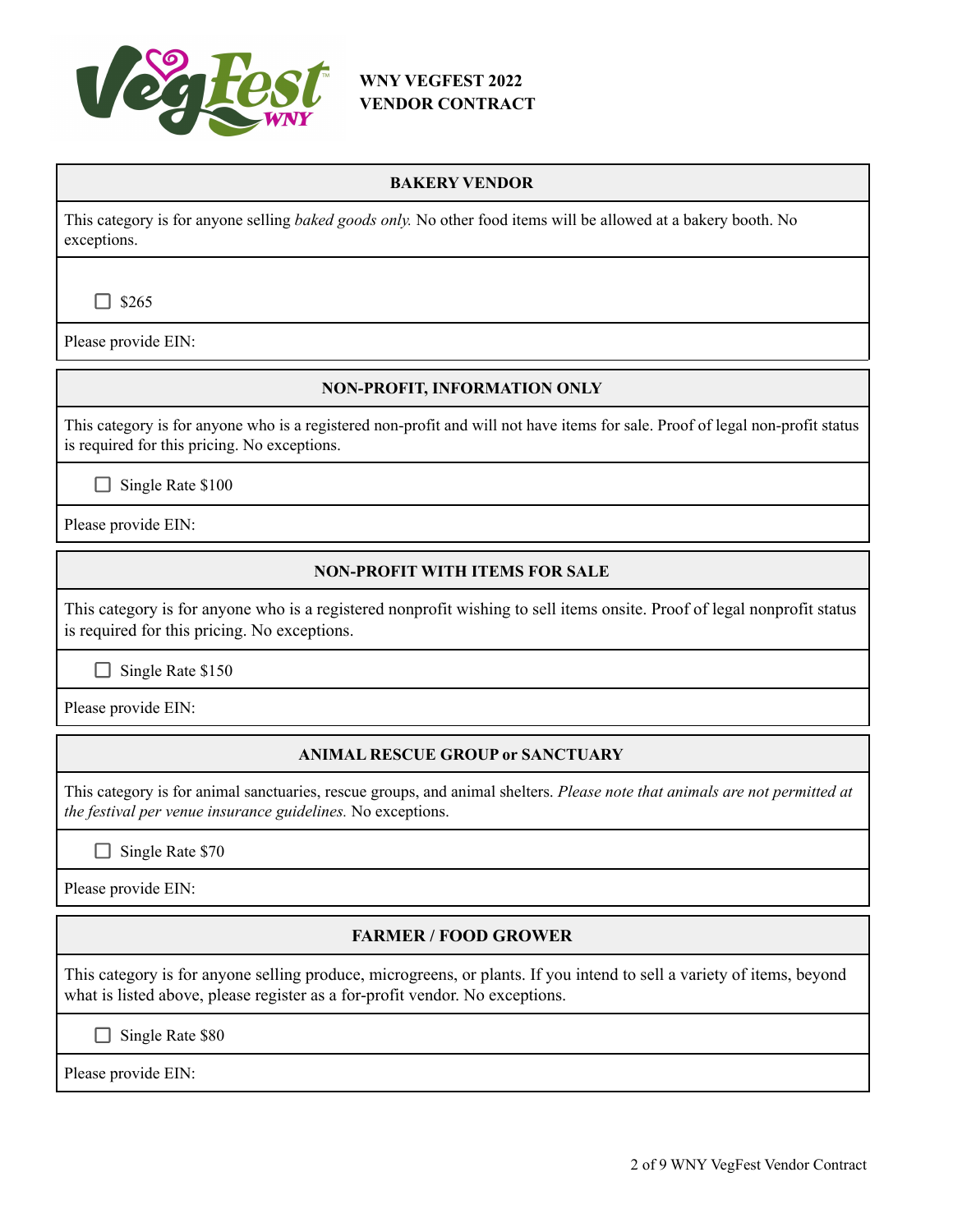**WNY VEGFEST 2022**
**VENDOR CONTRACT**

### BAKERY VENDOR

This category is for anyone selling *baked goods only.* No other food items will be allowed at a bakery booth. No exceptions.

☐ $265

Please provide EIN:

### NON-PROFIT, INFORMATION ONLY

This category is for anyone who is a registered non-profit and will not have items for sale. Proof of legal non-profit status is required for this pricing. No exceptions.

☐ Single Rate $100

Please provide EIN:

### NON-PROFIT WITH ITEMS FOR SALE

This category is for anyone who is a registered nonprofit wishing to sell items onsite. Proof of legal nonprofit status is required for this pricing. No exceptions.

☐ Single Rate $150

Please provide EIN:

### ANIMAL RESCUE GROUP or SANCTUARY

This category is for animal sanctuaries, rescue groups, and animal shelters. *Please note that animals are not permitted at the festival per venue insurance guidelines.* No exceptions.

☐ Single Rate $70

Please provide EIN:

### FARMER / FOOD GROWER

This category is for anyone selling produce, microgreens, or plants. If you intend to sell a variety of items, beyond what is listed above, please register as a for-profit vendor. No exceptions.

☐ Single Rate $80

Please provide EIN: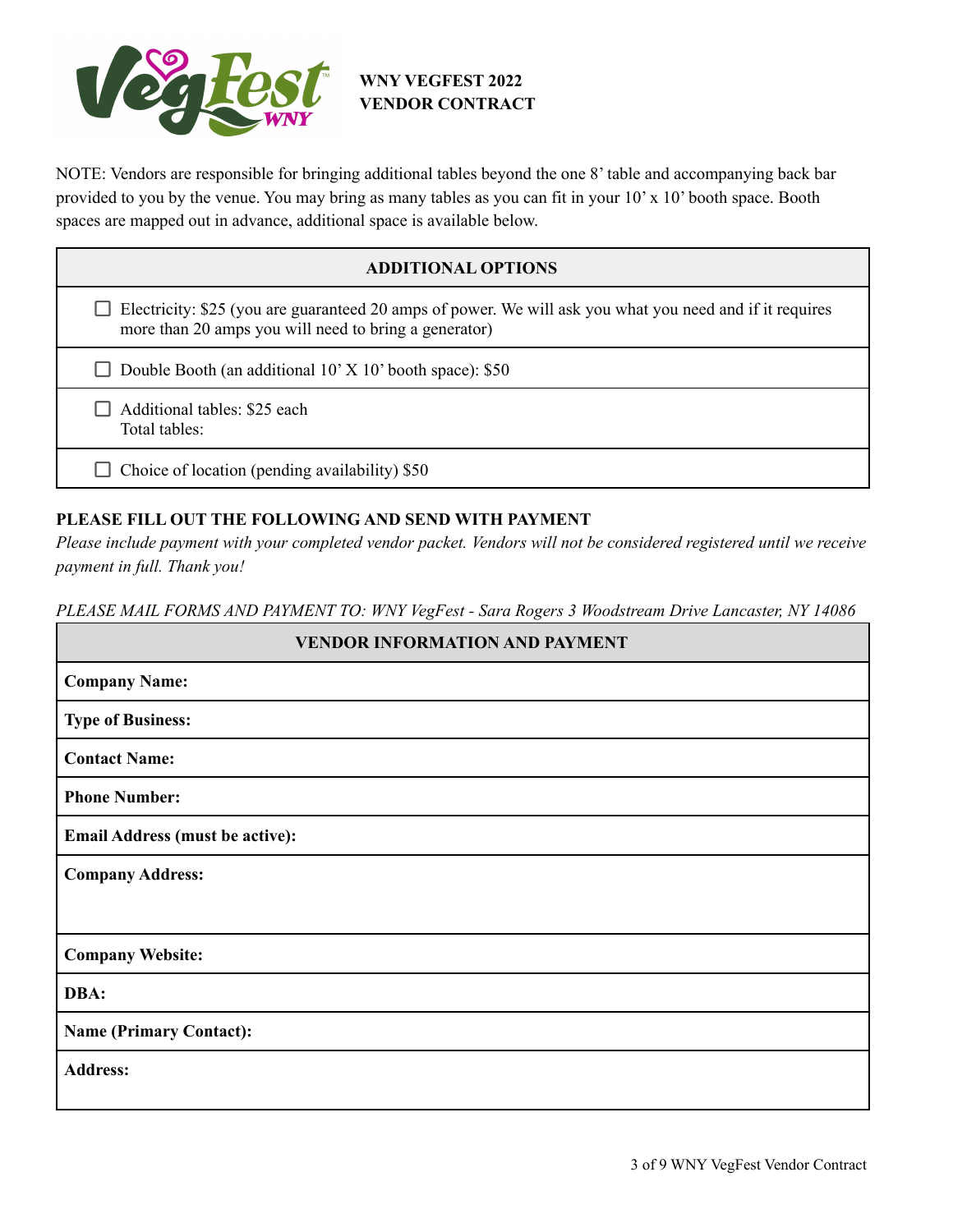# WNY VEGFEST 2022
# VENDOR CONTRACT

NOTE: Vendors are responsible for bringing additional tables beyond the one 8' table and accompanying back bar provided to you by the venue. You may bring as many tables as you can fit in your 10' x 10' booth space. Booth spaces are mapped out in advance, additional space is available below.

| ADDITIONAL OPTIONS |
|---|
| ☐ Electricity: $25 (you are guaranteed 20 amps of power. We will ask you what you need and if it requires more than 20 amps you will need to bring a generator) |
| ☐ Double Booth (an additional 10' X 10' booth space): $50 |
| ☐ Additional tables: $25 each<br>Total tables: |
| ☐ Choice of location (pending availability) $50 |

**PLEASE FILL OUT THE FOLLOWING AND SEND WITH PAYMENT**

*Please include payment with your completed vendor packet. Vendors will not be considered registered until we receive payment in full. Thank you!*

*PLEASE MAIL FORMS AND PAYMENT TO: WNY VegFest - Sara Rogers 3 Woodstream Drive Lancaster, NY 14086*

| VENDOR INFORMATION AND PAYMENT |
|---|
| **Company Name:** |
| **Type of Business:** |
| **Contact Name:** |
| **Phone Number:** |
| **Email Address (must be active):** |
| **Company Address:** |
| **Company Website:** |
| **DBA:** |
| **Name (Primary Contact):** |
| **Address:** |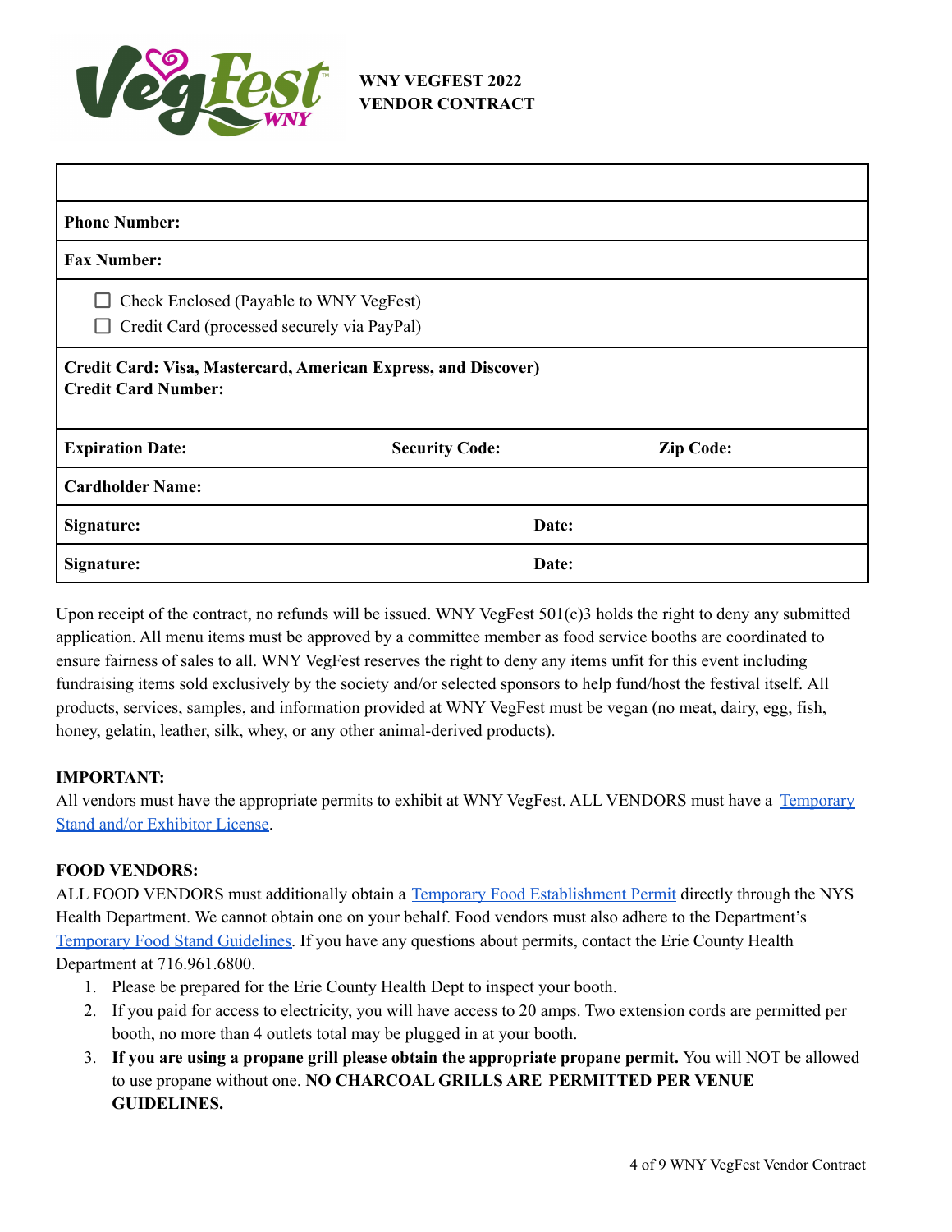WNY VEGFEST 2022
VENDOR CONTRACT

| | | |
|---|---|---|
| | | |
| **Phone Number:** | | |
| **Fax Number:** | | |
| ☐ Check Enclosed (Payable to WNY VegFest)<br>☐ Credit Card (processed securely via PayPal) | | |
| **Credit Card: Visa, Mastercard, American Express, and Discover)**<br>**Credit Card Number:** | | |
| **Expiration Date:** | **Security Code:** | **Zip Code:** |
| **Cardholder Name:** | | |
| **Signature:** | **Date:** | |
| **Signature:** | **Date:** | |

Upon receipt of the contract, no refunds will be issued. WNY VegFest 501(c)3 holds the right to deny any submitted application. All menu items must be approved by a committee member as food service booths are coordinated to ensure fairness of sales to all. WNY VegFest reserves the right to deny any items unfit for this event including fundraising items sold exclusively by the society and/or selected sponsors to help fund/host the festival itself. All products, services, samples, and information provided at WNY VegFest must be vegan (no meat, dairy, egg, fish, honey, gelatin, leather, silk, whey, or any other animal-derived products).

**IMPORTANT:**
All vendors must have the appropriate permits to exhibit at WNY VegFest. ALL VENDORS must have a Temporary Stand and/or Exhibitor License.

**FOOD VENDORS:**
ALL FOOD VENDORS must additionally obtain a Temporary Food Establishment Permit directly through the NYS Health Department. We cannot obtain one on your behalf. Food vendors must also adhere to the Department's Temporary Food Stand Guidelines. If you have any questions about permits, contact the Erie County Health Department at 716.961.6800.

1. Please be prepared for the Erie County Health Dept to inspect your booth.
2. If you paid for access to electricity, you will have access to 20 amps. Two extension cords are permitted per booth, no more than 4 outlets total may be plugged in at your booth.
3. **If you are using a propane grill please obtain the appropriate propane permit.** You will NOT be allowed to use propane without one. **NO CHARCOAL GRILLS ARE PERMITTED PER VENUE GUIDELINES.**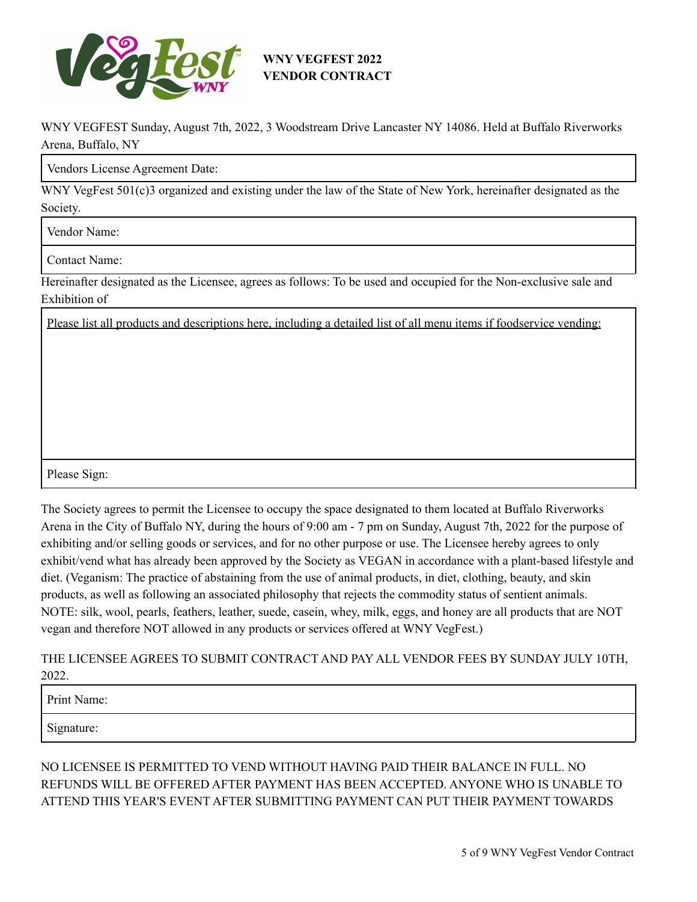**WNY VEGFEST 2022**
**VENDOR CONTRACT**

WNY VEGFEST Sunday, August 7th, 2022, 3 Woodstream Drive Lancaster NY 14086. Held at Buffalo Riverworks Arena, Buffalo, NY

| Vendors License Agreement Date: |
|---|

WNY VegFest 501(c)3 organized and existing under the law of the State of New York, hereinafter designated as the Society.

| Vendor Name: |
|---|
| Contact Name: |

Hereinafter designated as the Licensee, agrees as follows: To be used and occupied for the Non-exclusive sale and Exhibition of

| Please list all products and descriptions here, including a detailed list of all menu items if foodservice vending: |
|---|
| Please Sign: |

The Society agrees to permit the Licensee to occupy the space designated to them located at Buffalo Riverworks Arena in the City of Buffalo NY, during the hours of 9:00 am - 7 pm on Sunday, August 7th, 2022 for the purpose of exhibiting and/or selling goods or services, and for no other purpose or use. The Licensee hereby agrees to only exhibit/vend what has already been approved by the Society as VEGAN in accordance with a plant-based lifestyle and diet. (Veganism: The practice of abstaining from the use of animal products, in diet, clothing, beauty, and skin products, as well as following an associated philosophy that rejects the commodity status of sentient animals. NOTE: silk, wool, pearls, feathers, leather, suede, casein, whey, milk, eggs, and honey are all products that are NOT vegan and therefore NOT allowed in any products or services offered at WNY VegFest.)

THE LICENSEE AGREES TO SUBMIT CONTRACT AND PAY ALL VENDOR FEES BY SUNDAY JULY 10TH, 2022.

| Print Name: |
|---|
| Signature: |

NO LICENSEE IS PERMITTED TO VEND WITHOUT HAVING PAID THEIR BALANCE IN FULL. NO REFUNDS WILL BE OFFERED AFTER PAYMENT HAS BEEN ACCEPTED. ANYONE WHO IS UNABLE TO ATTEND THIS YEAR'S EVENT AFTER SUBMITTING PAYMENT CAN PUT THEIR PAYMENT TOWARDS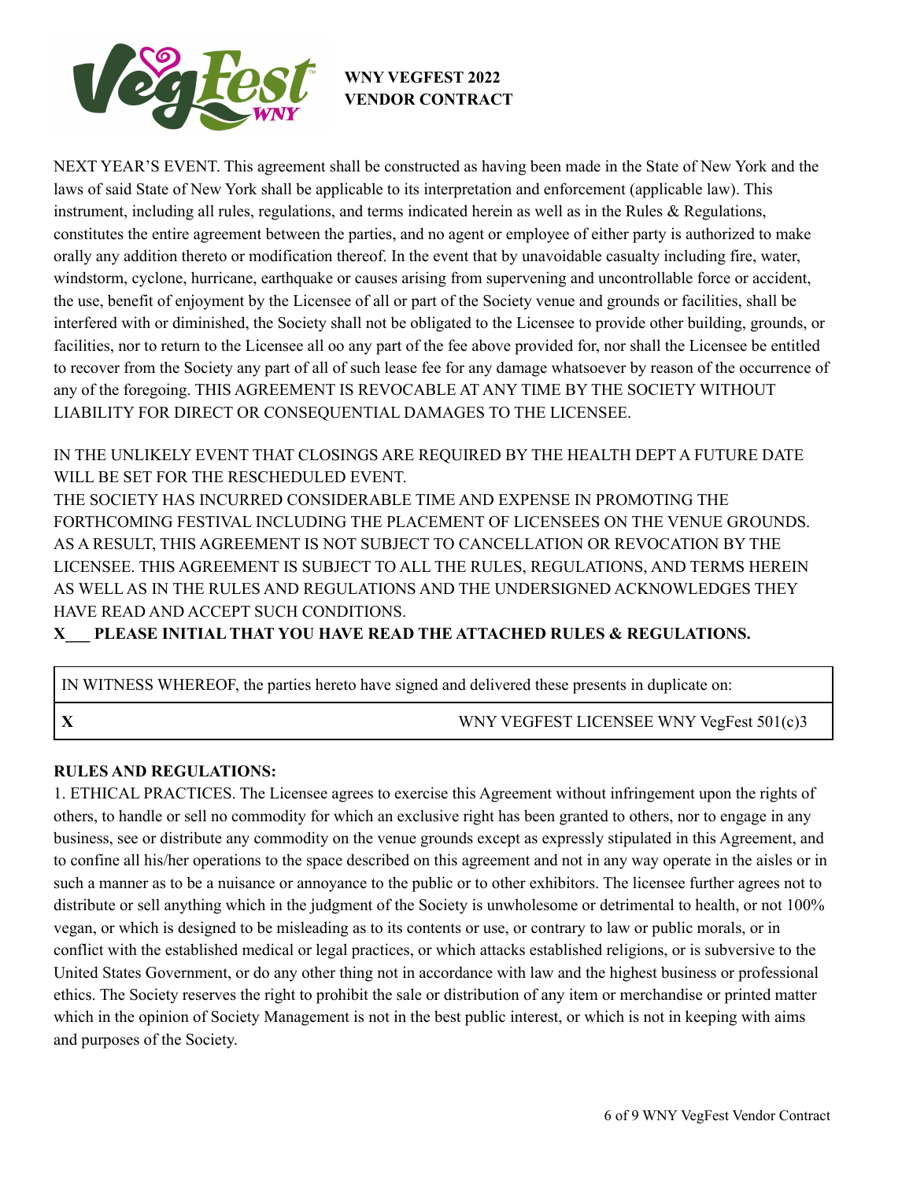**WNY VEGFEST 2022**
**VENDOR CONTRACT**

NEXT YEAR'S EVENT. This agreement shall be constructed as having been made in the State of New York and the laws of said State of New York shall be applicable to its interpretation and enforcement (applicable law). This instrument, including all rules, regulations, and terms indicated herein as well as in the Rules & Regulations, constitutes the entire agreement between the parties, and no agent or employee of either party is authorized to make orally any addition thereto or modification thereof. In the event that by unavoidable casualty including fire, water, windstorm, cyclone, hurricane, earthquake or causes arising from supervening and uncontrollable force or accident, the use, benefit of enjoyment by the Licensee of all or part of the Society venue and grounds or facilities, shall be interfered with or diminished, the Society shall not be obligated to the Licensee to provide other building, grounds, or facilities, nor to return to the Licensee all oo any part of the fee above provided for, nor shall the Licensee be entitled to recover from the Society any part of all of such lease fee for any damage whatsoever by reason of the occurrence of any of the foregoing. THIS AGREEMENT IS REVOCABLE AT ANY TIME BY THE SOCIETY WITHOUT LIABILITY FOR DIRECT OR CONSEQUENTIAL DAMAGES TO THE LICENSEE.

IN THE UNLIKELY EVENT THAT CLOSINGS ARE REQUIRED BY THE HEALTH DEPT A FUTURE DATE WILL BE SET FOR THE RESCHEDULED EVENT.
THE SOCIETY HAS INCURRED CONSIDERABLE TIME AND EXPENSE IN PROMOTING THE FORTHCOMING FESTIVAL INCLUDING THE PLACEMENT OF LICENSEES ON THE VENUE GROUNDS. AS A RESULT, THIS AGREEMENT IS NOT SUBJECT TO CANCELLATION OR REVOCATION BY THE LICENSEE. THIS AGREEMENT IS SUBJECT TO ALL THE RULES, REGULATIONS, AND TERMS HEREIN AS WELL AS IN THE RULES AND REGULATIONS AND THE UNDERSIGNED ACKNOWLEDGES THEY HAVE READ AND ACCEPT SUCH CONDITIONS.
**X___ PLEASE INITIAL THAT YOU HAVE READ THE ATTACHED RULES & REGULATIONS.**

| IN WITNESS WHEREOF, the parties hereto have signed and delivered these presents in duplicate on: | |
|---|---|
| **X** | WNY VEGFEST LICENSEE WNY VegFest 501(c)3 |

**RULES AND REGULATIONS:**
1. ETHICAL PRACTICES. The Licensee agrees to exercise this Agreement without infringement upon the rights of others, to handle or sell no commodity for which an exclusive right has been granted to others, nor to engage in any business, see or distribute any commodity on the venue grounds except as expressly stipulated in this Agreement, and to confine all his/her operations to the space described on this agreement and not in any way operate in the aisles or in such a manner as to be a nuisance or annoyance to the public or to other exhibitors. The licensee further agrees not to distribute or sell anything which in the judgment of the Society is unwholesome or detrimental to health, or not 100% vegan, or which is designed to be misleading as to its contents or use, or contrary to law or public morals, or in conflict with the established medical or legal practices, or which attacks established religions, or is subversive to the United States Government, or do any other thing not in accordance with law and the highest business or professional ethics. The Society reserves the right to prohibit the sale or distribution of any item or merchandise or printed matter which in the opinion of Society Management is not in the best public interest, or which is not in keeping with aims and purposes of the Society.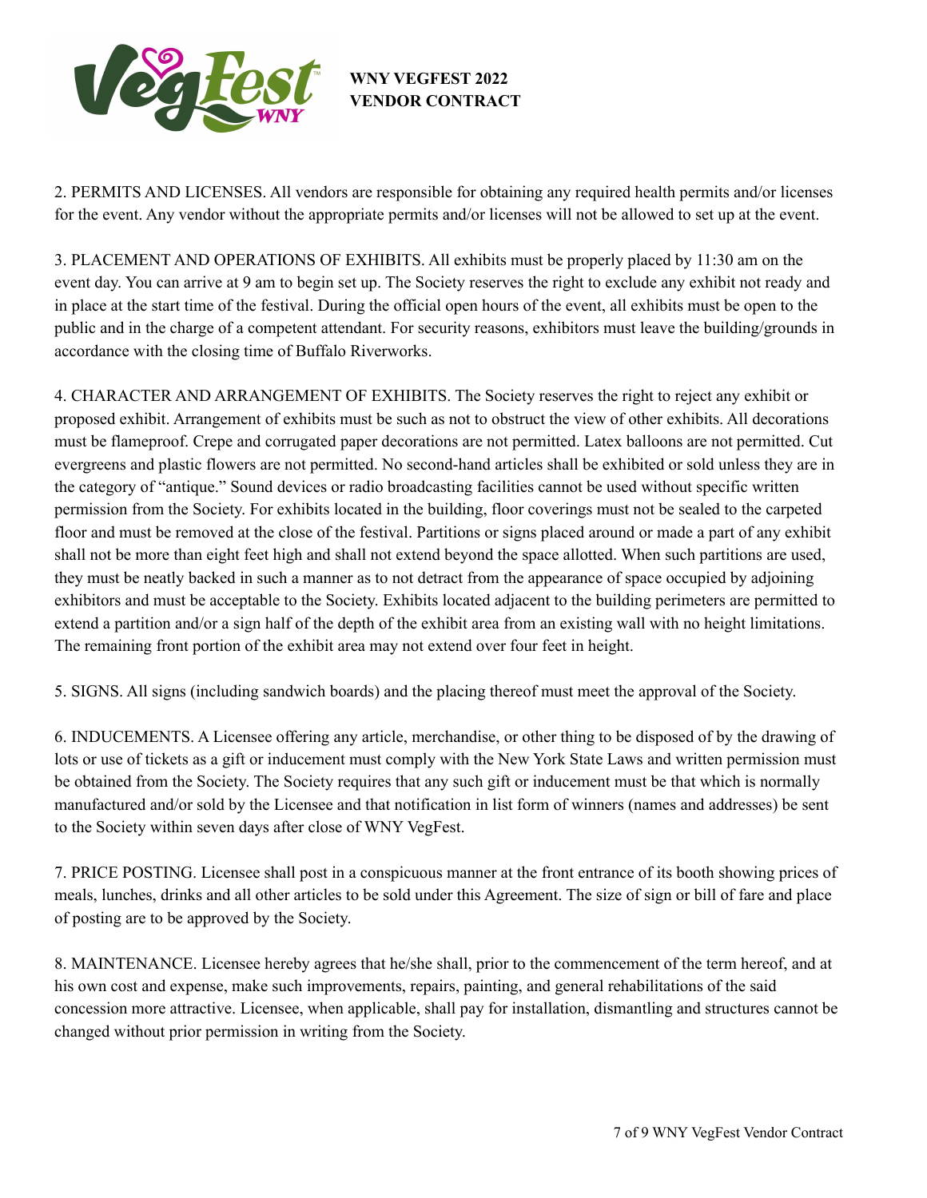**WNY VEGFEST 2022**
**VENDOR CONTRACT**

2. PERMITS AND LICENSES. All vendors are responsible for obtaining any required health permits and/or licenses for the event. Any vendor without the appropriate permits and/or licenses will not be allowed to set up at the event.

3. PLACEMENT AND OPERATIONS OF EXHIBITS. All exhibits must be properly placed by 11:30 am on the event day. You can arrive at 9 am to begin set up. The Society reserves the right to exclude any exhibit not ready and in place at the start time of the festival. During the official open hours of the event, all exhibits must be open to the public and in the charge of a competent attendant. For security reasons, exhibitors must leave the building/grounds in accordance with the closing time of Buffalo Riverworks.

4. CHARACTER AND ARRANGEMENT OF EXHIBITS. The Society reserves the right to reject any exhibit or proposed exhibit. Arrangement of exhibits must be such as not to obstruct the view of other exhibits. All decorations must be flameproof. Crepe and corrugated paper decorations are not permitted. Latex balloons are not permitted. Cut evergreens and plastic flowers are not permitted. No second-hand articles shall be exhibited or sold unless they are in the category of "antique." Sound devices or radio broadcasting facilities cannot be used without specific written permission from the Society. For exhibits located in the building, floor coverings must not be sealed to the carpeted floor and must be removed at the close of the festival. Partitions or signs placed around or made a part of any exhibit shall not be more than eight feet high and shall not extend beyond the space allotted. When such partitions are used, they must be neatly backed in such a manner as to not detract from the appearance of space occupied by adjoining exhibitors and must be acceptable to the Society. Exhibits located adjacent to the building perimeters are permitted to extend a partition and/or a sign half of the depth of the exhibit area from an existing wall with no height limitations. The remaining front portion of the exhibit area may not extend over four feet in height.

5. SIGNS. All signs (including sandwich boards) and the placing thereof must meet the approval of the Society.

6. INDUCEMENTS. A Licensee offering any article, merchandise, or other thing to be disposed of by the drawing of lots or use of tickets as a gift or inducement must comply with the New York State Laws and written permission must be obtained from the Society. The Society requires that any such gift or inducement must be that which is normally manufactured and/or sold by the Licensee and that notification in list form of winners (names and addresses) be sent to the Society within seven days after close of WNY VegFest.

7. PRICE POSTING. Licensee shall post in a conspicuous manner at the front entrance of its booth showing prices of meals, lunches, drinks and all other articles to be sold under this Agreement. The size of sign or bill of fare and place of posting are to be approved by the Society.

8. MAINTENANCE. Licensee hereby agrees that he/she shall, prior to the commencement of the term hereof, and at his own cost and expense, make such improvements, repairs, painting, and general rehabilitations of the said concession more attractive. Licensee, when applicable, shall pay for installation, dismantling and structures cannot be changed without prior permission in writing from the Society.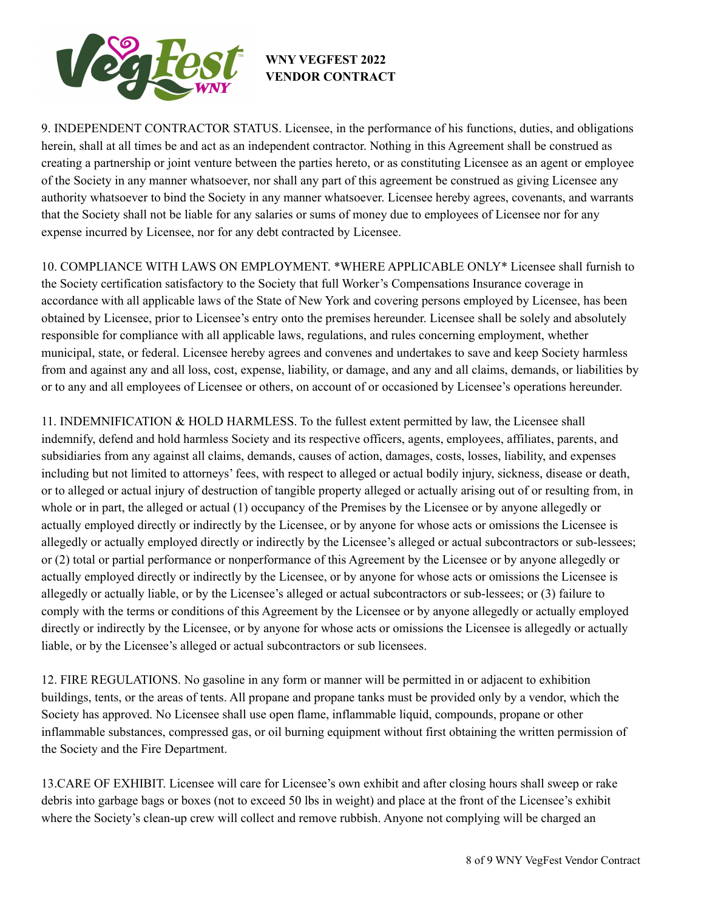9. INDEPENDENT CONTRACTOR STATUS. Licensee, in the performance of his functions, duties, and obligations herein, shall at all times be and act as an independent contractor. Nothing in this Agreement shall be construed as creating a partnership or joint venture between the parties hereto, or as constituting Licensee as an agent or employee of the Society in any manner whatsoever, nor shall any part of this agreement be construed as giving Licensee any authority whatsoever to bind the Society in any manner whatsoever. Licensee hereby agrees, covenants, and warrants that the Society shall not be liable for any salaries or sums of money due to employees of Licensee nor for any expense incurred by Licensee, nor for any debt contracted by Licensee.

10. COMPLIANCE WITH LAWS ON EMPLOYMENT. *WHERE APPLICABLE ONLY* Licensee shall furnish to the Society certification satisfactory to the Society that full Worker's Compensations Insurance coverage in accordance with all applicable laws of the State of New York and covering persons employed by Licensee, has been obtained by Licensee, prior to Licensee's entry onto the premises hereunder. Licensee shall be solely and absolutely responsible for compliance with all applicable laws, regulations, and rules concerning employment, whether municipal, state, or federal. Licensee hereby agrees and convenes and undertakes to save and keep Society harmless from and against any and all loss, cost, expense, liability, or damage, and any and all claims, demands, or liabilities by or to any and all employees of Licensee or others, on account of or occasioned by Licensee's operations hereunder.

11. INDEMNIFICATION & HOLD HARMLESS. To the fullest extent permitted by law, the Licensee shall indemnify, defend and hold harmless Society and its respective officers, agents, employees, affiliates, parents, and subsidiaries from any against all claims, demands, causes of action, damages, costs, losses, liability, and expenses including but not limited to attorneys' fees, with respect to alleged or actual bodily injury, sickness, disease or death, or to alleged or actual injury of destruction of tangible property alleged or actually arising out of or resulting from, in whole or in part, the alleged or actual (1) occupancy of the Premises by the Licensee or by anyone allegedly or actually employed directly or indirectly by the Licensee, or by anyone for whose acts or omissions the Licensee is allegedly or actually employed directly or indirectly by the Licensee's alleged or actual subcontractors or sub-lessees; or (2) total or partial performance or nonperformance of this Agreement by the Licensee or by anyone allegedly or actually employed directly or indirectly by the Licensee, or by anyone for whose acts or omissions the Licensee is allegedly or actually liable, or by the Licensee's alleged or actual subcontractors or sub-lessees; or (3) failure to comply with the terms or conditions of this Agreement by the Licensee or by anyone allegedly or actually employed directly or indirectly by the Licensee, or by anyone for whose acts or omissions the Licensee is allegedly or actually liable, or by the Licensee's alleged or actual subcontractors or sub licensees.

12. FIRE REGULATIONS. No gasoline in any form or manner will be permitted in or adjacent to exhibition buildings, tents, or the areas of tents. All propane and propane tanks must be provided only by a vendor, which the Society has approved. No Licensee shall use open flame, inflammable liquid, compounds, propane or other inflammable substances, compressed gas, or oil burning equipment without first obtaining the written permission of the Society and the Fire Department.

13.CARE OF EXHIBIT. Licensee will care for Licensee's own exhibit and after closing hours shall sweep or rake debris into garbage bags or boxes (not to exceed 50 lbs in weight) and place at the front of the Licensee's exhibit where the Society's clean-up crew will collect and remove rubbish. Anyone not complying will be charged an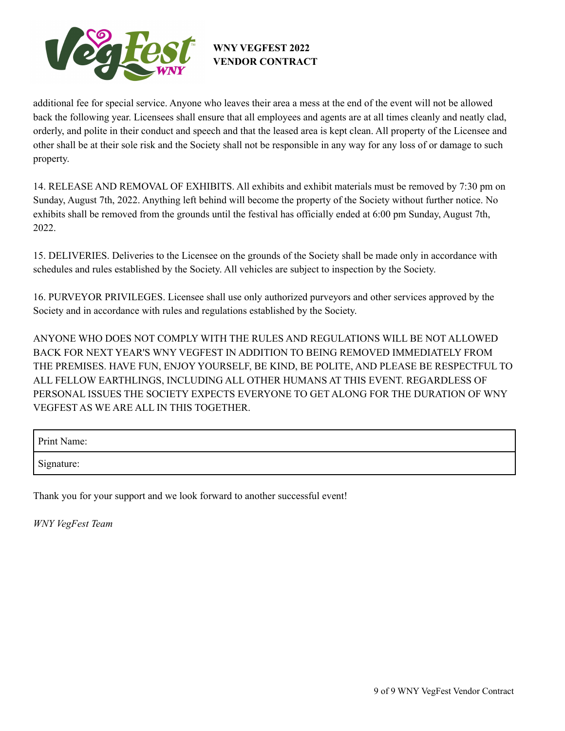**WNY VEGFEST 2022**
**VENDOR CONTRACT**

additional fee for special service. Anyone who leaves their area a mess at the end of the event will not be allowed back the following year. Licensees shall ensure that all employees and agents are at all times cleanly and neatly clad, orderly, and polite in their conduct and speech and that the leased area is kept clean. All property of the Licensee and other shall be at their sole risk and the Society shall not be responsible in any way for any loss of or damage to such property.

14. RELEASE AND REMOVAL OF EXHIBITS. All exhibits and exhibit materials must be removed by 7:30 pm on Sunday, August 7th, 2022. Anything left behind will become the property of the Society without further notice. No exhibits shall be removed from the grounds until the festival has officially ended at 6:00 pm Sunday, August 7th, 2022.

15. DELIVERIES. Deliveries to the Licensee on the grounds of the Society shall be made only in accordance with schedules and rules established by the Society. All vehicles are subject to inspection by the Society.

16. PURVEYOR PRIVILEGES. Licensee shall use only authorized purveyors and other services approved by the Society and in accordance with rules and regulations established by the Society.

ANYONE WHO DOES NOT COMPLY WITH THE RULES AND REGULATIONS WILL BE NOT ALLOWED BACK FOR NEXT YEAR'S WNY VEGFEST IN ADDITION TO BEING REMOVED IMMEDIATELY FROM THE PREMISES. HAVE FUN, ENJOY YOURSELF, BE KIND, BE POLITE, AND PLEASE BE RESPECTFUL TO ALL FELLOW EARTHLINGS, INCLUDING ALL OTHER HUMANS AT THIS EVENT. REGARDLESS OF PERSONAL ISSUES THE SOCIETY EXPECTS EVERYONE TO GET ALONG FOR THE DURATION OF WNY VEGFEST AS WE ARE ALL IN THIS TOGETHER.

| |
|---|
| Print Name: |
| Signature: |

Thank you for your support and we look forward to another successful event!

*WNY VegFest Team*